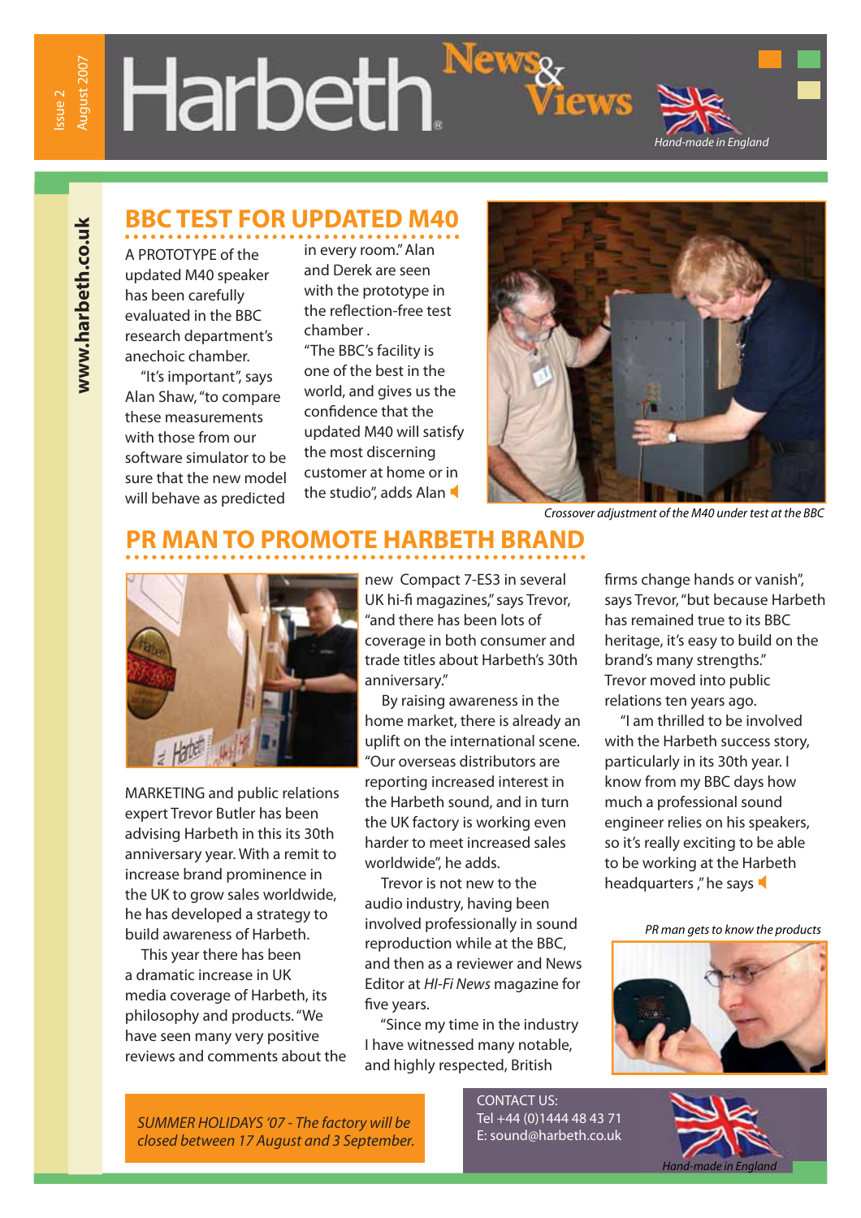# Harbeth News & Views

Issue 2 August 2007

*Hand-made in England*

www.harbeth.co.uk

## BBC TEST FOR UPDATED M40

A PROTOTYPE of the updated M40 speaker has been carefully evaluated in the BBC research department's anechoic chamber.

"It's important", says Alan Shaw, "to compare these measurements with those from our software simulator to be sure that the new model will behave as predicted in every room." Alan and Derek are seen with the prototype in the reflection-free test chamber .

"The BBC's facility is one of the best in the world, and gives us the confidence that the updated M40 will satisfy the most discerning customer at home or in the studio", adds Alan

*Crossover adjustment of the M40 under test at the BBC*

## PR MAN TO PROMOTE HARBETH BRAND

MARKETING and public relations expert Trevor Butler has been advising Harbeth in this its 30th anniversary year. With a remit to increase brand prominence in the UK to grow sales worldwide, he has developed a strategy to build awareness of Harbeth.

This year there has been a dramatic increase in UK media coverage of Harbeth, its philosophy and products. "We have seen many very positive reviews and comments about the new Compact 7-ES3 in several UK hi-fi magazines," says Trevor, "and there has been lots of coverage in both consumer and trade titles about Harbeth's 30th anniversary."

By raising awareness in the home market, there is already an uplift on the international scene. "Our overseas distributors are reporting increased interest in the Harbeth sound, and in turn the UK factory is working even harder to meet increased sales worldwide", he adds.

Trevor is not new to the audio industry, having been involved professionally in sound reproduction while at the BBC, and then as a reviewer and News Editor at *HI-Fi News* magazine for five years.

"Since my time in the industry I have witnessed many notable, and highly respected, British firms change hands or vanish", says Trevor, "but because Harbeth has remained true to its BBC heritage, it's easy to build on the brand's many strengths." Trevor moved into public relations ten years ago.

"I am thrilled to be involved with the Harbeth success story, particularly in its 30th year. I know from my BBC days how much a professional sound engineer relies on his speakers, so it's really exciting to be able to be working at the Harbeth headquarters ," he says

*PR man gets to know the products*

*SUMMER HOLIDAYS '07 - The factory will be closed between 17 August and 3 September.*

CONTACT US:
Tel +44 (0)1444 48 43 71
E: sound@harbeth.co.uk

*Hand-made in England*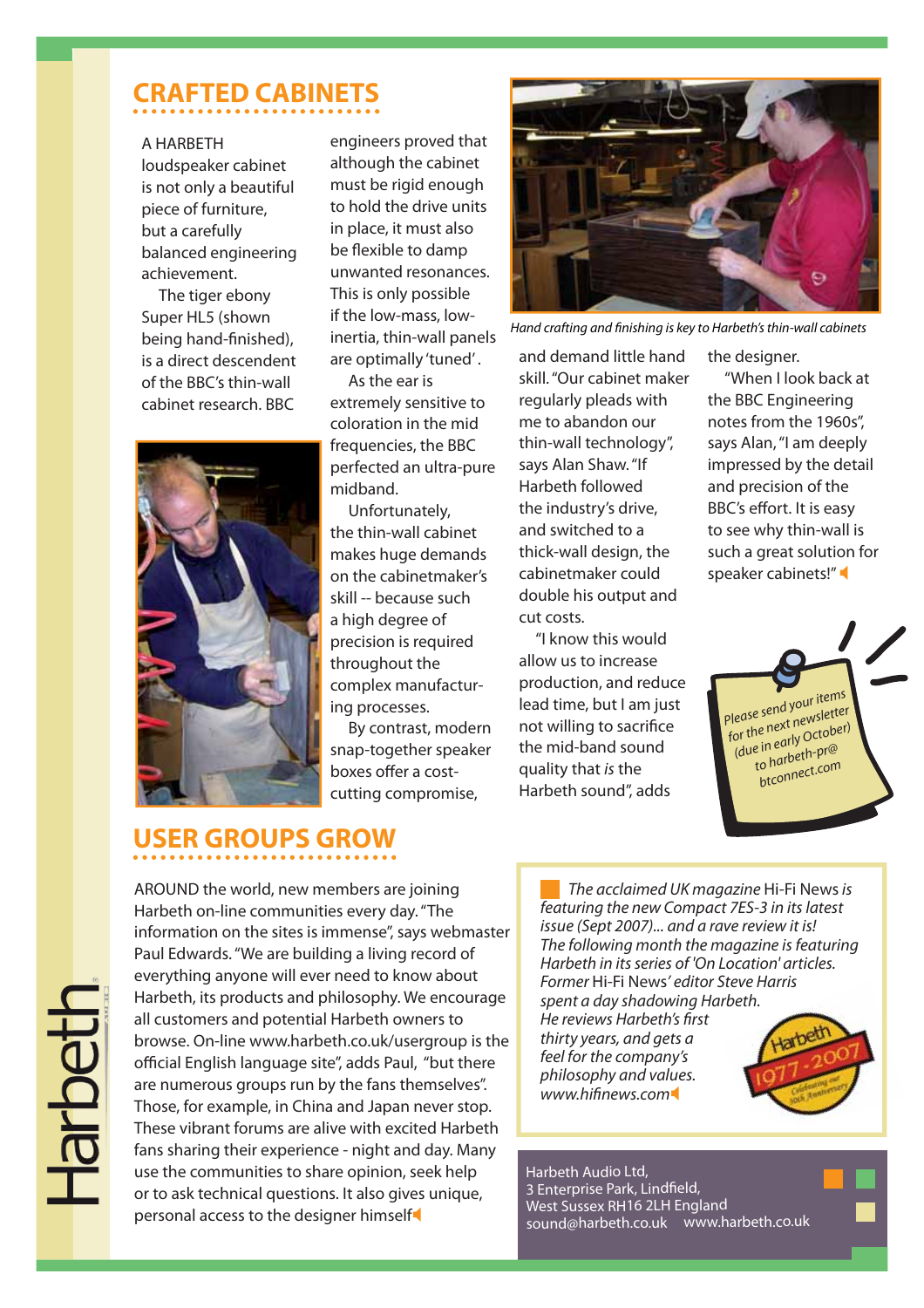## CRAFTED CABINETS

A HARBETH loudspeaker cabinet is not only a beautiful piece of furniture, but a carefully balanced engineering achievement.

The tiger ebony Super HL5 (shown being hand-finished), is a direct descendent of the BBC's thin-wall cabinet research. BBC engineers proved that although the cabinet must be rigid enough to hold the drive units in place, it must also be flexible to damp unwanted resonances. This is only possible if the low-mass, low-inertia, thin-wall panels are optimally 'tuned'.

As the ear is extremely sensitive to coloration in the mid frequencies, the BBC perfected an ultra-pure midband.

Unfortunately, the thin-wall cabinet makes huge demands on the cabinetmaker's skill -- because such a high degree of precision is required throughout the complex manufacturing processes.

By contrast, modern snap-together speaker boxes offer a cost-cutting compromise, and demand little hand skill. "Our cabinet maker regularly pleads with me to abandon our thin-wall technology", says Alan Shaw. "If Harbeth followed the industry's drive, and switched to a thick-wall design, the cabinetmaker could double his output and cut costs.

"I know this would allow us to increase production, and reduce lead time, but I am just not willing to sacrifice the mid-band sound quality that *is* the Harbeth sound", adds the designer.

"When I look back at the BBC Engineering notes from the 1960s", says Alan, "I am deeply impressed by the detail and precision of the BBC's effort. It is easy to see why thin-wall is such a great solution for speaker cabinets!"

*Hand crafting and finishing is key to Harbeth's thin-wall cabinets*

Please send your items for the next newsletter (due in early October) to harbeth-pr@btconnect.com

## USER GROUPS GROW

AROUND the world, new members are joining Harbeth on-line communities every day. "The information on the sites is immense", says webmaster Paul Edwards. "We are building a living record of everything anyone will ever need to know about Harbeth, its products and philosophy. We encourage all customers and potential Harbeth owners to browse. On-line www.harbeth.co.uk/usergroup is the official English language site", adds Paul, "but there are numerous groups run by the fans themselves". Those, for example, in China and Japan never stop. These vibrant forums are alive with excited Harbeth fans sharing their experience - night and day. Many use the communities to share opinion, seek help or to ask technical questions. It also gives unique, personal access to the designer himself

*The acclaimed UK magazine* Hi-Fi News *is featuring the new Compact 7ES-3 in its latest issue (Sept 2007)... and a rave review it is! The following month the magazine is featuring Harbeth in its series of 'On Location' articles. Former* Hi-Fi News' *editor Steve Harris spent a day shadowing Harbeth. He reviews Harbeth's first thirty years, and gets a feel for the company's philosophy and values. www.hifinews.com*

Harbeth 1977-2007

Harbeth Audio Ltd,
3 Enterprise Park, Lindfield,
West Sussex RH16 2LH England
sound@harbeth.co.uk www.harbeth.co.uk